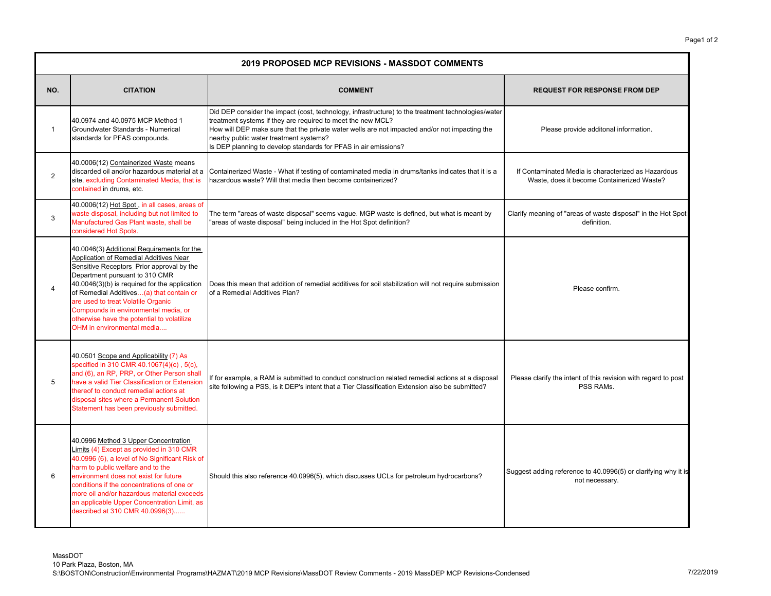# 2019 PROPOSED MCP REVISIONS - MASSDOT COMMENTS

| NO. | CITATION | COMMENT | REQUEST FOR RESPONSE FROM DEP |
|---|---|---|---|
| 1 | 40.0974 and 40.0975 MCP Method 1 Groundwater Standards - Numerical standards for PFAS compounds. | Did DEP consider the impact (cost, technology, infrastructure) to the treatment technologies/water treatment systems if they are required to meet the new MCL? How will DEP make sure that the private water wells are not impacted and/or not impacting the nearby public water treatment systems? Is DEP planning to develop standards for PFAS in air emissions? | Please provide additonal information. |
| 2 | 40.0006(12) Containerized Waste means discarded oil and/or hazardous material at a site, excluding Contaminated Media, that is contained in drums, etc. | Containerized Waste - What if testing of contaminated media in drums/tanks indicates that it is a hazardous waste? Will that media then become containerized? | If Contaminated Media is characterized as Hazardous Waste, does it become Containerized Waste? |
| 3 | 40.0006(12) Hot Spot , in all cases, areas of waste disposal, including but not limited to Manufactured Gas Plant waste, shall be considered Hot Spots. | The term "areas of waste disposal" seems vague. MGP waste is defined, but what is meant by "areas of waste disposal" being included in the Hot Spot definition? | Clarify meaning of "areas of waste disposal" in the Hot Spot definition. |
| 4 | 40.0046(3) Additional Requirements for the Application of Remedial Additives Near Sensitive Receptors Prior approval by the Department pursuant to 310 CMR 40.0046(3)(b) is required for the application of Remedial Additives…(a) that contain or are used to treat Volatile Organic Compounds in environmental media, or otherwise have the potential to volatilize OHM in environmental media.... | Does this mean that addition of remedial additives for soil stabilization will not require submission of a Remedial Additives Plan? | Please confirm. |
| 5 | 40.0501 Scope and Applicability (7) As specified in 310 CMR 40.1067(4)(c) , 5(c), and (6), an RP, PRP, or Other Person shall have a valid Tier Classification or Extension thereof to conduct remedial actions at disposal sites where a Permanent Solution Statement has been previously submitted. | If for example, a RAM is submitted to conduct construction related remedial actions at a disposal site following a PSS, is it DEP's intent that a Tier Classification Extension also be submitted? | Please clarify the intent of this revision with regard to post PSS RAMs. |
| 6 | 40.0996 Method 3 Upper Concentration Limits (4) Except as provided in 310 CMR 40.0996 (6), a level of No Significant Risk of harm to public welfare and to the environment does not exist for future conditions if the concentrations of one or more oil and/or hazardous material exceeds an applicable Upper Concentration Limit, as described at 310 CMR 40.0996(3)...... | Should this also reference 40.0996(5), which discusses UCLs for petroleum hydrocarbons? | Suggest adding reference to 40.0996(5) or clarifying why it is not necessary. |

MassDOT
10 Park Plaza, Boston, MA
S:\BOSTON\Construction\Environmental Programs\HAZMAT\2019 MCP Revisions\MassDOT Review Comments - 2019 MassDEP MCP Revisions-Condensed

7/22/2019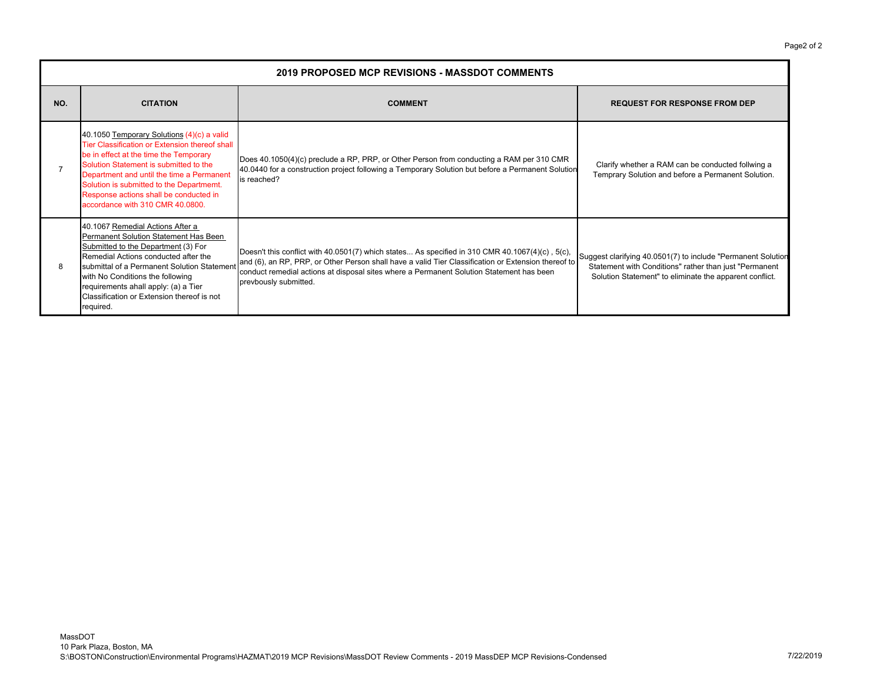| 2019 PROPOSED MCP REVISIONS - MASSDOT COMMENTS | | | |
|---|---|---|---|
| NO. | CITATION | COMMENT | REQUEST FOR RESPONSE FROM DEP |
| 7 | 40.1050 Temporary Solutions (4)(c) a valid Tier Classification or Extension thereof shall be in effect at the time the Temporary Solution Statement is submitted to the Department and until the time a Permanent Solution is submitted to the Departmemt. Response actions shall be conducted in accordance with 310 CMR 40.0800. | Does 40.1050(4)(c) preclude a RP, PRP, or Other Person from conducting a RAM per 310 CMR 40.0440 for a construction project following a Temporary Solution but before a Permanent Solution is reached? | Clarify whether a RAM can be conducted follwing a Temprary Solution and before a Permanent Solution. |
| 8 | 40.1067 Remedial Actions After a Permanent Solution Statement Has Been Submitted to the Department (3) For Remedial Actions conducted after the submittal of a Permanent Solution Statement with No Conditions the following requirements ahall apply: (a) a Tier Classification or Extension thereof is not required. | Doesn't this conflict with 40.0501(7) which states... As specified in 310 CMR 40.1067(4)(c) , 5(c), and (6), an RP, PRP, or Other Person shall have a valid Tier Classification or Extension thereof to conduct remedial actions at disposal sites where a Permanent Solution Statement has been prevbously submitted. | Suggest clarifying 40.0501(7) to include "Permanent Solution Statement with Conditions" rather than just "Permanent Solution Statement" to eliminate the apparent conflict. |

MassDOT
10 Park Plaza, Boston, MA
S:\BOSTON\Construction\Environmental Programs\HAZMAT\2019 MCP Revisions\MassDOT Review Comments - 2019 MassDEP MCP Revisions-Condensed

7/22/2019